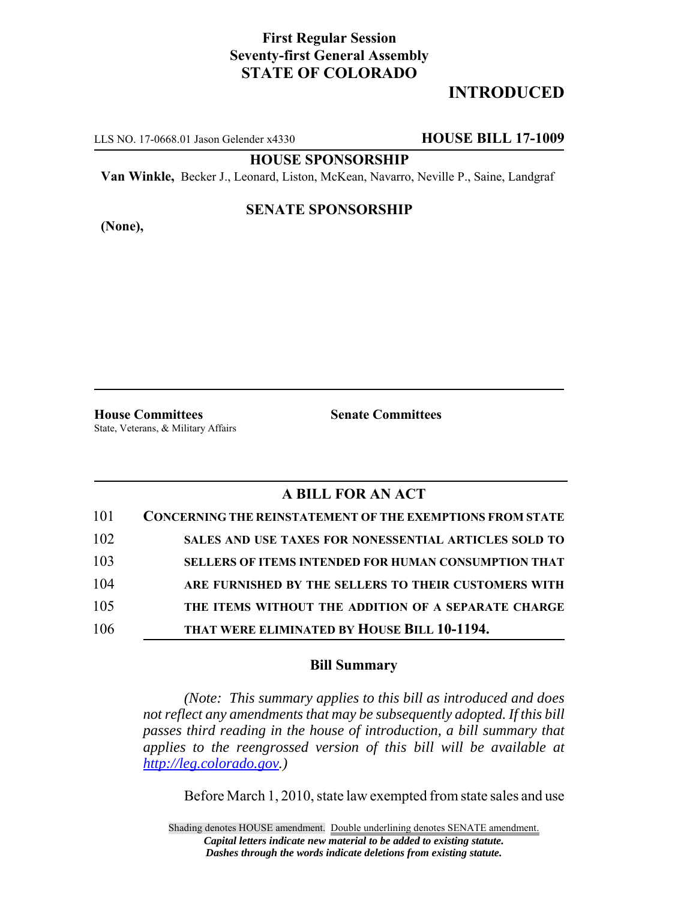**First Regular Session**
**Seventy-first General Assembly**
**STATE OF COLORADO**

# INTRODUCED

LLS NO. 17-0668.01 Jason Gelender x4330 **HOUSE BILL 17-1009**

**HOUSE SPONSORSHIP**

**Van Winkle,** Becker J., Leonard, Liston, McKean, Navarro, Neville P., Saine, Landgraf

**SENATE SPONSORSHIP**

**(None),**

**House Committees**
State, Veterans, & Military Affairs

**Senate Committees**

## A BILL FOR AN ACT

101 **CONCERNING THE REINSTATEMENT OF THE EXEMPTIONS FROM STATE**
102 **SALES AND USE TAXES FOR NONESSENTIAL ARTICLES SOLD TO**
103 **SELLERS OF ITEMS INTENDED FOR HUMAN CONSUMPTION THAT**
104 **ARE FURNISHED BY THE SELLERS TO THEIR CUSTOMERS WITH**
105 **THE ITEMS WITHOUT THE ADDITION OF A SEPARATE CHARGE**
106 **THAT WERE ELIMINATED BY HOUSE BILL 10-1194.**

### Bill Summary

*(Note: This summary applies to this bill as introduced and does not reflect any amendments that may be subsequently adopted. If this bill passes third reading in the house of introduction, a bill summary that applies to the reengrossed version of this bill will be available at http://leg.colorado.gov.)*

Before March 1, 2010, state law exempted from state sales and use

Shading denotes HOUSE amendment. Double underlining denotes SENATE amendment.
*Capital letters indicate new material to be added to existing statute.*
*Dashes through the words indicate deletions from existing statute.*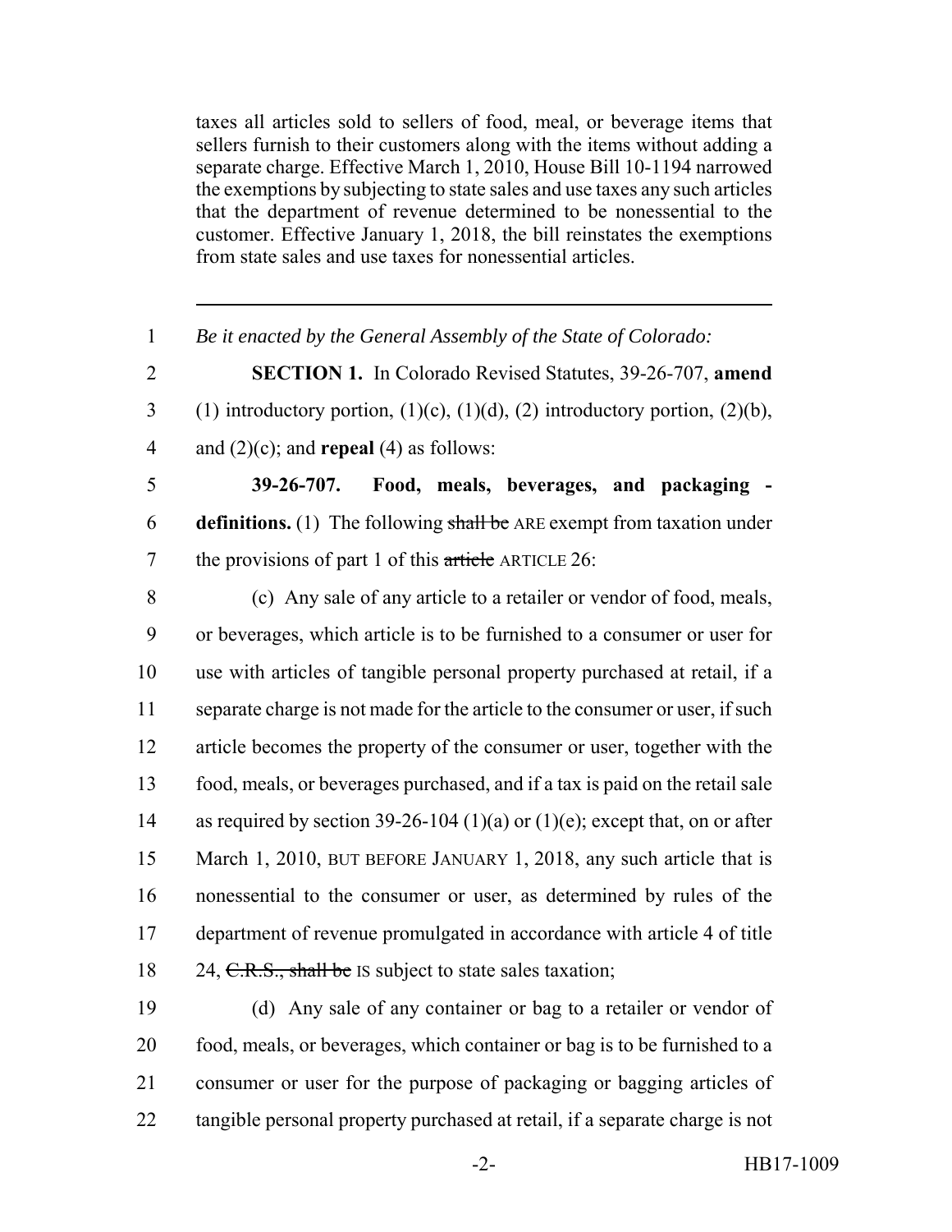taxes all articles sold to sellers of food, meal, or beverage items that sellers furnish to their customers along with the items without adding a separate charge. Effective March 1, 2010, House Bill 10-1194 narrowed the exemptions by subjecting to state sales and use taxes any such articles that the department of revenue determined to be nonessential to the customer. Effective January 1, 2018, the bill reinstates the exemptions from state sales and use taxes for nonessential articles.

---

1 *Be it enacted by the General Assembly of the State of Colorado:*

2 **SECTION 1.** In Colorado Revised Statutes, 39-26-707, **amend**
3 (1) introductory portion, (1)(c), (1)(d), (2) introductory portion, (2)(b),
4 and (2)(c); and **repeal** (4) as follows:

5 **39-26-707. Food, meals, beverages, and packaging -**
6 **definitions.** (1) The following ~~shall be~~ ARE exempt from taxation under
7 the provisions of part 1 of this ~~article~~ ARTICLE 26:

8 (c) Any sale of any article to a retailer or vendor of food, meals,
9 or beverages, which article is to be furnished to a consumer or user for
10 use with articles of tangible personal property purchased at retail, if a
11 separate charge is not made for the article to the consumer or user, if such
12 article becomes the property of the consumer or user, together with the
13 food, meals, or beverages purchased, and if a tax is paid on the retail sale
14 as required by section 39-26-104 (1)(a) or (1)(e); except that, on or after
15 March 1, 2010, BUT BEFORE JANUARY 1, 2018, any such article that is
16 nonessential to the consumer or user, as determined by rules of the
17 department of revenue promulgated in accordance with article 4 of title
18 24, ~~C.R.S., shall be~~ IS subject to state sales taxation;

19 (d) Any sale of any container or bag to a retailer or vendor of
20 food, meals, or beverages, which container or bag is to be furnished to a
21 consumer or user for the purpose of packaging or bagging articles of
22 tangible personal property purchased at retail, if a separate charge is not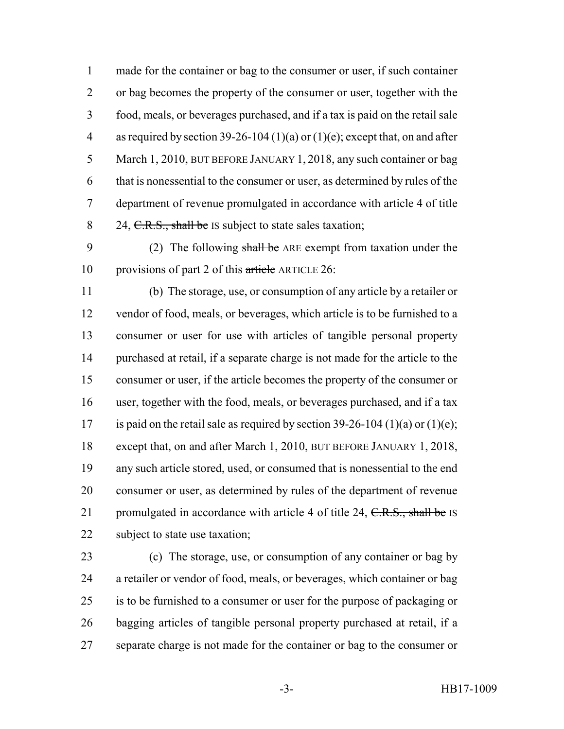made for the container or bag to the consumer or user, if such container or bag becomes the property of the consumer or user, together with the food, meals, or beverages purchased, and if a tax is paid on the retail sale as required by section 39-26-104 (1)(a) or (1)(e); except that, on and after March 1, 2010, BUT BEFORE JANUARY 1, 2018, any such container or bag that is nonessential to the consumer or user, as determined by rules of the department of revenue promulgated in accordance with article 4 of title 24, ~~C.R.S., shall be~~ IS subject to state sales taxation;

(2) The following ~~shall be~~ ARE exempt from taxation under the provisions of part 2 of this ~~article~~ ARTICLE 26:

(b) The storage, use, or consumption of any article by a retailer or vendor of food, meals, or beverages, which article is to be furnished to a consumer or user for use with articles of tangible personal property purchased at retail, if a separate charge is not made for the article to the consumer or user, if the article becomes the property of the consumer or user, together with the food, meals, or beverages purchased, and if a tax is paid on the retail sale as required by section 39-26-104 (1)(a) or (1)(e); except that, on and after March 1, 2010, BUT BEFORE JANUARY 1, 2018, any such article stored, used, or consumed that is nonessential to the end consumer or user, as determined by rules of the department of revenue promulgated in accordance with article 4 of title 24, ~~C.R.S., shall be~~ IS subject to state use taxation;

(c) The storage, use, or consumption of any container or bag by a retailer or vendor of food, meals, or beverages, which container or bag is to be furnished to a consumer or user for the purpose of packaging or bagging articles of tangible personal property purchased at retail, if a separate charge is not made for the container or bag to the consumer or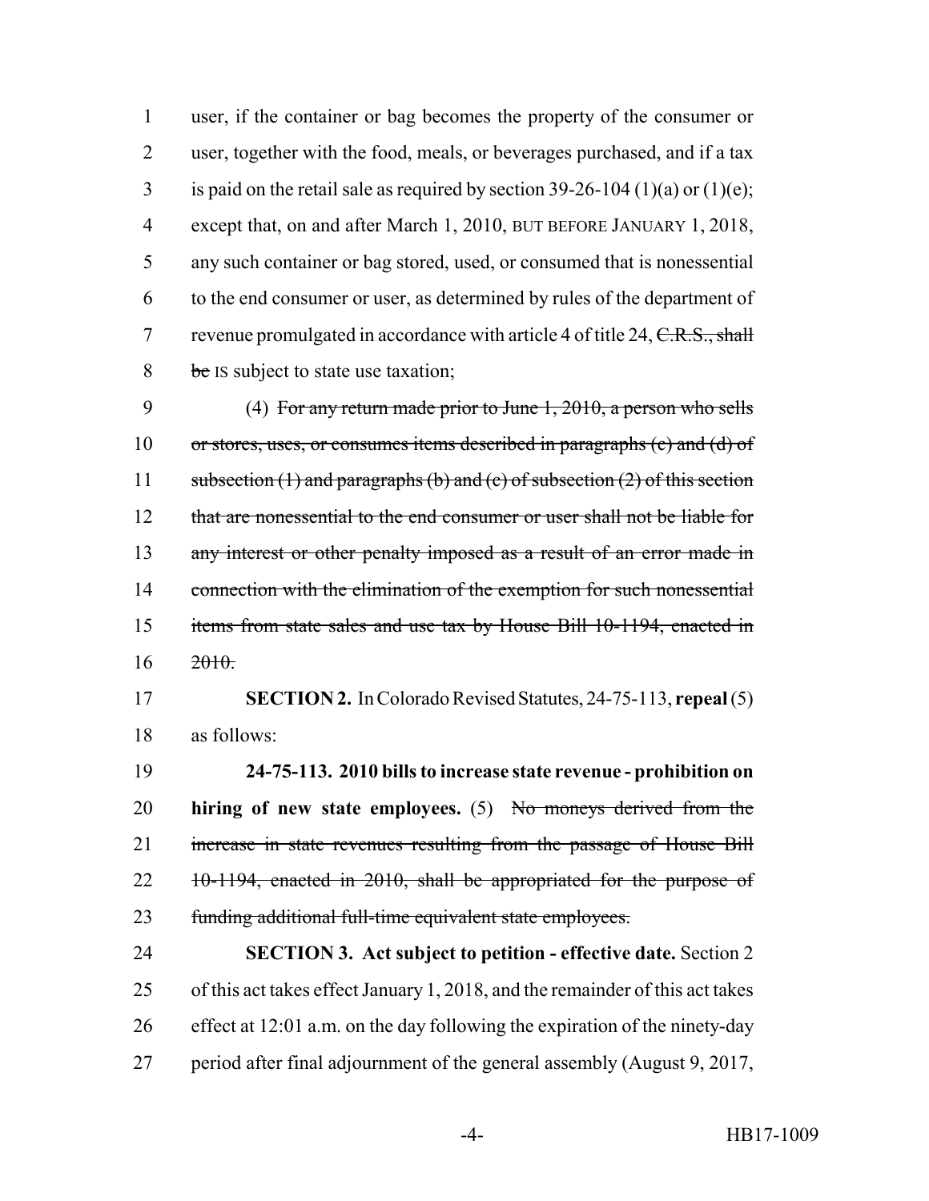user, if the container or bag becomes the property of the consumer or user, together with the food, meals, or beverages purchased, and if a tax is paid on the retail sale as required by section 39-26-104 (1)(a) or (1)(e); except that, on and after March 1, 2010, BUT BEFORE JANUARY 1, 2018, any such container or bag stored, used, or consumed that is nonessential to the end consumer or user, as determined by rules of the department of revenue promulgated in accordance with article 4 of title 24, ~~C.R.S., shall be~~ IS subject to state use taxation;

(4) ~~For any return made prior to June 1, 2010, a person who sells or stores, uses, or consumes items described in paragraphs (c) and (d) of subsection (1) and paragraphs (b) and (c) of subsection (2) of this section that are nonessential to the end consumer or user shall not be liable for any interest or other penalty imposed as a result of an error made in connection with the elimination of the exemption for such nonessential items from state sales and use tax by House Bill 10-1194, enacted in 2010.~~

**SECTION 2.** In Colorado Revised Statutes, 24-75-113, **repeal** (5) as follows:

**24-75-113. 2010 bills to increase state revenue - prohibition on hiring of new state employees.** (5) ~~No moneys derived from the increase in state revenues resulting from the passage of House Bill 10-1194, enacted in 2010, shall be appropriated for the purpose of funding additional full-time equivalent state employees.~~

**SECTION 3. Act subject to petition - effective date.** Section 2 of this act takes effect January 1, 2018, and the remainder of this act takes effect at 12:01 a.m. on the day following the expiration of the ninety-day period after final adjournment of the general assembly (August 9, 2017,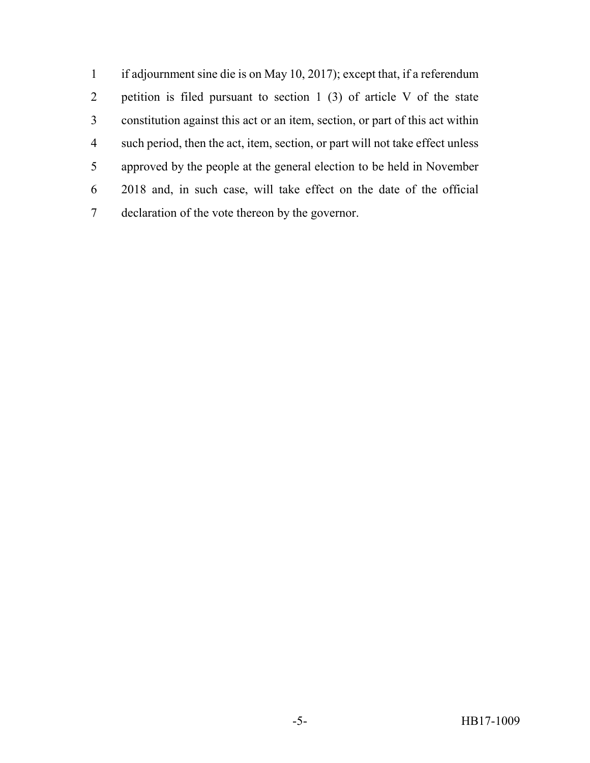if adjournment sine die is on May 10, 2017); except that, if a referendum petition is filed pursuant to section 1 (3) of article V of the state constitution against this act or an item, section, or part of this act within such period, then the act, item, section, or part will not take effect unless approved by the people at the general election to be held in November 2018 and, in such case, will take effect on the date of the official declaration of the vote thereon by the governor.